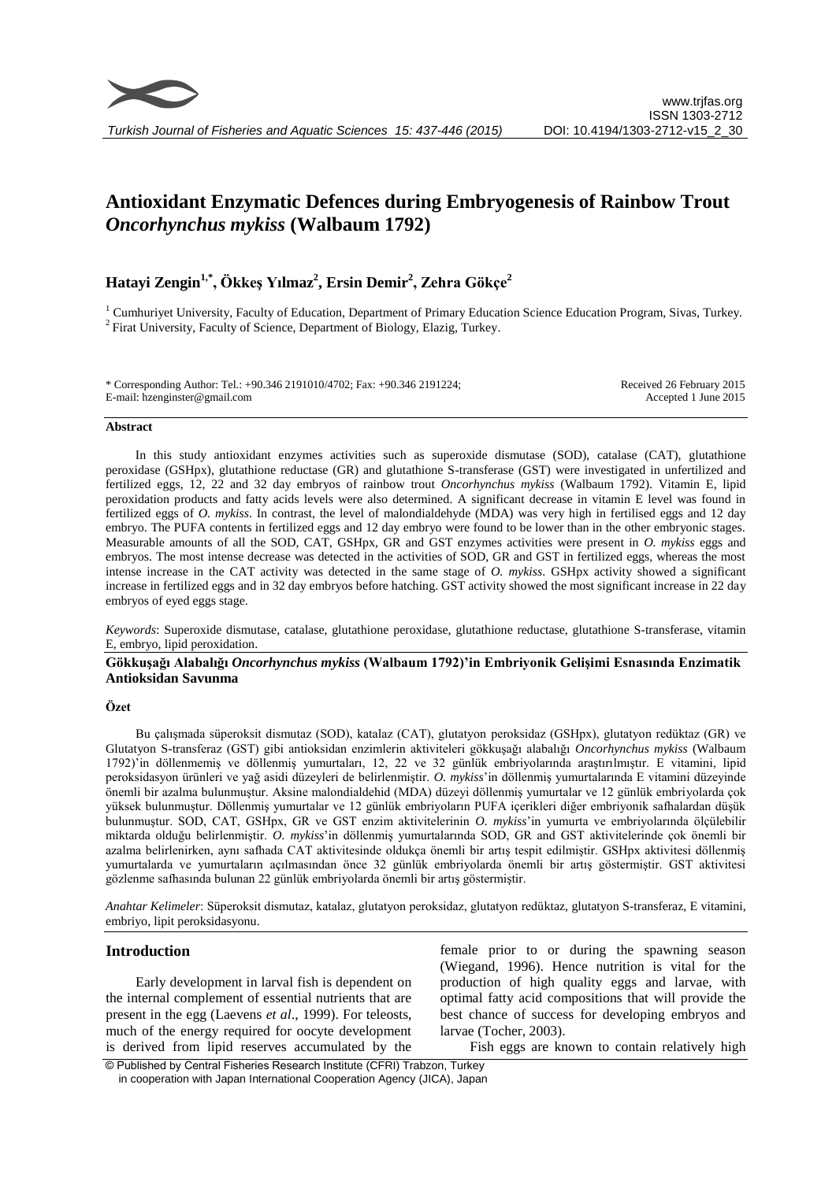# Antioxidant Enzymatic Defences during Embryogenesis of Rainbow Trout *Oncorhynchus mykiss* (Walbaum 1792)

**Hatayi Zengin[1,*], Ökkeş Yılmaz[2], Ersin Demir[2], Zehra Gökçe[2]**

[1] Cumhuriyet University, Faculty of Education, Department of Primary Education Science Education Program, Sivas, Turkey.
[2] Firat University, Faculty of Science, Department of Biology, Elazig, Turkey.

\* Corresponding Author: Tel.: +90.346 2191010/4702; Fax: +90.346 2191224;
E-mail: hzenginster@gmail.com

Received 26 February 2015
Accepted 1 June 2015

### Abstract

In this study antioxidant enzymes activities such as superoxide dismutase (SOD), catalase (CAT), glutathione peroxidase (GSHpx), glutathione reductase (GR) and glutathione S-transferase (GST) were investigated in unfertilized and fertilized eggs, 12, 22 and 32 day embryos of rainbow trout *Oncorhynchus mykiss* (Walbaum 1792). Vitamin E, lipid peroxidation products and fatty acids levels were also determined. A significant decrease in vitamin E level was found in fertilized eggs of *O. mykiss*. In contrast, the level of malondialdehyde (MDA) was very high in fertilised eggs and 12 day embryo. The PUFA contents in fertilized eggs and 12 day embryo were found to be lower than in the other embryonic stages. Measurable amounts of all the SOD, CAT, GSHpx, GR and GST enzymes activities were present in *O. mykiss* eggs and embryos. The most intense decrease was detected in the activities of SOD, GR and GST in fertilized eggs, whereas the most intense increase in the CAT activity was detected in the same stage of *O. mykiss*. GSHpx activity showed a significant increase in fertilized eggs and in 32 day embryos before hatching. GST activity showed the most significant increase in 22 day embryos of eyed eggs stage.

*Keywords*: Superoxide dismutase, catalase, glutathione peroxidase, glutathione reductase, glutathione S-transferase, vitamin E, embryo, lipid peroxidation.

### Gökkuşağı Alabalığı *Oncorhynchus mykiss* (Walbaum 1792)'in Embriyonik Gelişimi Esnasında Enzimatik Antioksidan Savunma

### Özet

Bu çalışmada süperoksit dismutaz (SOD), katalaz (CAT), glutatyon peroksidaz (GSHpx), glutatyon redüktaz (GR) ve Glutatyon S-transferaz (GST) gibi antioksidan enzimlerin aktiviteleri gökkuşağı alabalığı *Oncorhynchus mykiss* (Walbaum 1792)'in döllenmemiş ve döllenmiş yumurtaları, 12, 22 ve 32 günlük embriyolarında araştırılmıştır. E vitamini, lipid peroksidasyon ürünleri ve yağ asidi düzeyleri de belirlenmiştir. *O. mykiss*'in döllenmiş yumurtalarında E vitamini düzeyinde önemli bir azalma bulunmuştur. Aksine malondialdehid (MDA) düzeyi döllenmiş yumurtalar ve 12 günlük embriyolarda çok yüksek bulunmuştur. Döllenmiş yumurtalar ve 12 günlük embriyoların PUFA içerikleri diğer embriyonik safhalardan düşük bulunmuştur. SOD, CAT, GSHpx, GR ve GST enzim aktivitelerinin *O. mykiss*'in yumurta ve embriyolarında ölçülebilir miktarda olduğu belirlenmiştir. *O. mykiss*'in döllenmiş yumurtalarında SOD, GR and GST aktivitelerinde çok önemli bir azalma belirlenirken, aynı safhada CAT aktivitesinde oldukça önemli bir artış tespit edilmiştir. GSHpx aktivitesi döllenmiş yumurtalarda ve yumurtaların açılmasından önce 32 günlük embriyolarda önemli bir artış göstermiştir. GST aktivitesi gözlenme safhasında bulunan 22 günlük embriyolarda önemli bir artış göstermiştir.

*Anahtar Kelimeler*: Süperoksit dismutaz, katalaz, glutatyon peroksidaz, glutatyon redüktaz, glutatyon S-transferaz, E vitamini, embriyo, lipit peroksidasyonu.

## Introduction

Early development in larval fish is dependent on the internal complement of essential nutrients that are present in the egg (Laevens *et al*., 1999). For teleosts, much of the energy required for oocyte development is derived from lipid reserves accumulated by the female prior to or during the spawning season (Wiegand, 1996). Hence nutrition is vital for the production of high quality eggs and larvae, with optimal fatty acid compositions that will provide the best chance of success for developing embryos and larvae (Tocher, 2003).

Fish eggs are known to contain relatively high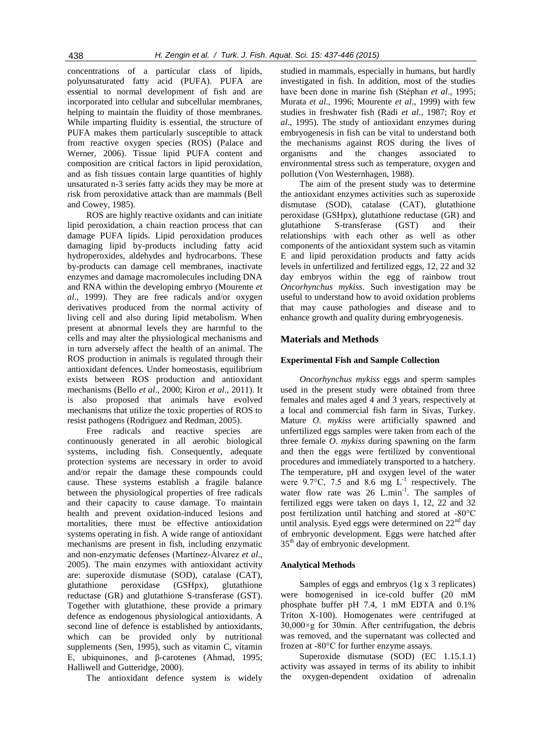concentrations of a particular class of lipids, polyunsaturated fatty acid (PUFA). PUFA are essential to normal development of fish and are incorporated into cellular and subcellular membranes, helping to maintain the fluidity of those membranes. While imparting fluidity is essential, the structure of PUFA makes them particularly susceptible to attack from reactive oxygen species (ROS) (Palace and Werner, 2006). Tissue lipid PUFA content and composition are critical factors in lipid peroxidation, and as fish tissues contain large quantities of highly unsaturated n-3 series fatty acids they may be more at risk from peroxidative attack than are mammals (Bell and Cowey, 1985).

ROS are highly reactive oxidants and can initiate lipid peroxidation, a chain reaction process that can damage PUFA lipids. Lipid peroxidation produces damaging lipid by-products including fatty acid hydroperoxides, aldehydes and hydrocarbons. These by-products can damage cell membranes, inactivate enzymes and damage macromolecules including DNA and RNA within the developing embryo (Mourente *et al*., 1999). They are free radicals and/or oxygen derivatives produced from the normal activity of living cell and also during lipid metabolism. When present at abnormal levels they are harmful to the cells and may alter the physiological mechanisms and in turn adversely affect the health of an animal. The ROS production in animals is regulated through their antioxidant defences. Under homeostasis, equilibrium exists between ROS production and antioxidant mechanisms (Bello *et al*., 2000; Kiron *et al*., 2011). It is also proposed that animals have evolved mechanisms that utilize the toxic properties of ROS to resist pathogens (Rodriguez and Redman, 2005).

Free radicals and reactive species are continuously generated in all aerobic biological systems, including fish. Consequently, adequate protection systems are necessary in order to avoid and/or repair the damage these compounds could cause. These systems establish a fragile balance between the physiological properties of free radicals and their capacity to cause damage. To maintain health and prevent oxidation-induced lesions and mortalities, there must be effective antioxidation systems operating in fish. A wide range of antioxidant mechanisms are present in fish, including enzymatic and non-enzymatic defenses (Martínez-Álvarez *et al*., 2005). The main enzymes with antioxidant activity are: superoxide dismutase (SOD), catalase (CAT), glutathione peroxidase (GSHpx), glutathione reductase (GR) and glutathione S-transferase (GST). Together with glutathione, these provide a primary defence as endogenous physiological antioxidants. A second line of defence is established by antioxidants, which can be provided only by nutritional supplements (Sen, 1995), such as vitamin C, vitamin E, ubiquinones, and β-carotenes (Ahmad, 1995; Halliwell and Gutteridge, 2000).

The antioxidant defence system is widely studied in mammals, especially in humans, but hardly investigated in fish. In addition, most of the studies have been done in marine fish (Stéphan *et al*., 1995; Murata *et al*., 1996; Mourente *et al*., 1999) with few studies in freshwater fish (Radi *et al*., 1987; Roy *et al*., 1995). The study of antioxidant enzymes during embryogenesis in fish can be vital to understand both the mechanisms against ROS during the lives of organisms and the changes associated to environmental stress such as temperature, oxygen and pollution (Von Westernhagen, 1988).

The aim of the present study was to determine the antioxidant enzymes activities such as superoxide dismutase (SOD), catalase (CAT), glutathione peroxidase (GSHpx), glutathione reductase (GR) and glutathione S-transferase (GST) and their relationships with each other as well as other components of the antioxidant system such as vitamin E and lipid peroxidation products and fatty acids levels in unfertilized and fertilized eggs, 12, 22 and 32 day embryos within the egg of rainbow trout *Oncorhynchus mykiss*. Such investigation may be useful to understand how to avoid oxidation problems that may cause pathologies and disease and to enhance growth and quality during embryogenesis.

## Materials and Methods

### Experimental Fish and Sample Collection

*Oncorhynchus mykiss* eggs and sperm samples used in the present study were obtained from three females and males aged 4 and 3 years, respectively at a local and commercial fish farm in Sivas, Turkey. Mature *O. mykiss* were artificially spawned and unfertilized eggs samples were taken from each of the three female *O. mykiss* during spawning on the farm and then the eggs were fertilized by conventional procedures and immediately transported to a hatchery. The temperature, pH and oxygen level of the water were 9.7°C, 7.5 and 8.6 mg $L^{-1}$ respectively. The water flow rate was 26 $L.min^{-1}$. The samples of fertilized eggs were taken on days 1, 12, 22 and 32 post fertilization until hatching and stored at -80°C until analysis. Eyed eggs were determined on 22nd day of embryonic development. Eggs were hatched after 35th day of embryonic development.

### Analytical Methods

Samples of eggs and embryos (1g x 3 replicates) were homogenised in ice-cold buffer (20 mM phosphate buffer pH 7.4, 1 mM EDTA and 0.1% Triton X-100). Homogenates were centrifuged at 30,000×g for 30min. After centrifugation, the debris was removed, and the supernatant was collected and frozen at -80°C for further enzyme assays.

Superoxide dismutase (SOD) (EC 1.15.1.1) activity was assayed in terms of its ability to inhibit the oxygen-dependent oxidation of adrenalin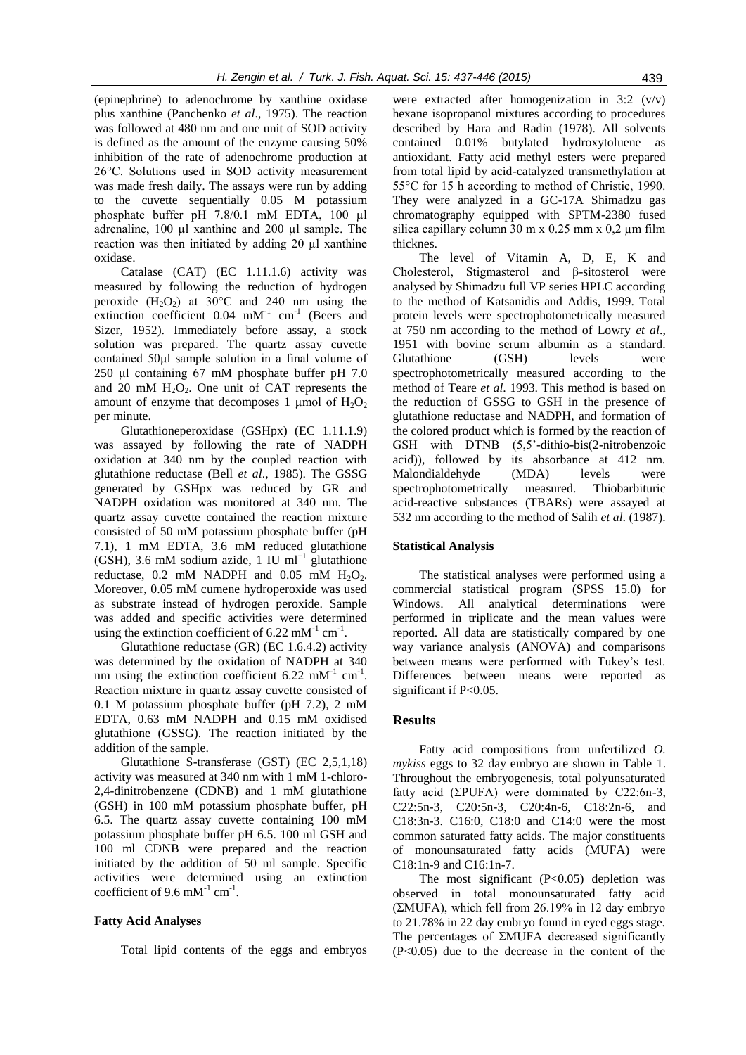(epinephrine) to adenochrome by xanthine oxidase plus xanthine (Panchenko *et al*., 1975). The reaction was followed at 480 nm and one unit of SOD activity is defined as the amount of the enzyme causing 50% inhibition of the rate of adenochrome production at 26°C. Solutions used in SOD activity measurement was made fresh daily. The assays were run by adding to the cuvette sequentially 0.05 M potassium phosphate buffer pH 7.8/0.1 mM EDTA, 100 µl adrenaline, 100 µl xanthine and 200 µl sample. The reaction was then initiated by adding 20 µl xanthine oxidase.

Catalase (CAT) (EC 1.11.1.6) activity was measured by following the reduction of hydrogen peroxide ($H_2O_2$) at 30°C and 240 nm using the extinction coefficient 0.04 $mM^{-1}$ $cm^{-1}$ (Beers and Sizer, 1952). Immediately before assay, a stock solution was prepared. The quartz assay cuvette contained 50µl sample solution in a final volume of 250 µl containing 67 mM phosphate buffer pH 7.0 and 20 mM $H_2O_2$. One unit of CAT represents the amount of enzyme that decomposes 1 µmol of $H_2O_2$ per minute.

Glutathioneperoxidase (GSHpx) (EC 1.11.1.9) was assayed by following the rate of NADPH oxidation at 340 nm by the coupled reaction with glutathione reductase (Bell *et al*., 1985). The GSSG generated by GSHpx was reduced by GR and NADPH oxidation was monitored at 340 nm. The quartz assay cuvette contained the reaction mixture consisted of 50 mM potassium phosphate buffer (pH 7.1), 1 mM EDTA, 3.6 mM reduced glutathione (GSH), 3.6 mM sodium azide, 1 IU $ml^{-1}$ glutathione reductase, 0.2 mM NADPH and 0.05 mM $H_2O_2$. Moreover, 0.05 mM cumene hydroperoxide was used as substrate instead of hydrogen peroxide. Sample was added and specific activities were determined using the extinction coefficient of 6.22 $mM^{-1}$ $cm^{-1}$.

Glutathione reductase (GR) (EC 1.6.4.2) activity was determined by the oxidation of NADPH at 340 nm using the extinction coefficient 6.22 $mM^{-1}$ $cm^{-1}$. Reaction mixture in quartz assay cuvette consisted of 0.1 M potassium phosphate buffer (pH 7.2), 2 mM EDTA, 0.63 mM NADPH and 0.15 mM oxidised glutathione (GSSG). The reaction initiated by the addition of the sample.

Glutathione S-transferase (GST) (EC 2,5,1,18) activity was measured at 340 nm with 1 mM 1-chloro-2,4-dinitrobenzene (CDNB) and 1 mM glutathione (GSH) in 100 mM potassium phosphate buffer, pH 6.5. The quartz assay cuvette containing 100 mM potassium phosphate buffer pH 6.5. 100 ml GSH and 100 ml CDNB were prepared and the reaction initiated by the addition of 50 ml sample. Specific activities were determined using an extinction coefficient of 9.6 $mM^{-1}$ $cm^{-1}$.

### Fatty Acid Analyses

Total lipid contents of the eggs and embryos were extracted after homogenization in 3:2 (v/v) hexane isopropanol mixtures according to procedures described by Hara and Radin (1978). All solvents contained 0.01% butylated hydroxytoluene as antioxidant. Fatty acid methyl esters were prepared from total lipid by acid-catalyzed transmethylation at 55°C for 15 h according to method of Christie, 1990. They were analyzed in a GC-17A Shimadzu gas chromatography equipped with SPTM-2380 fused silica capillary column 30 m x 0.25 mm x 0,2 µm film thicknes.

The level of Vitamin A, D, E, K and Cholesterol, Stigmasterol and β-sitosterol were analysed by Shimadzu full VP series HPLC according to the method of Katsanidis and Addis, 1999. Total protein levels were spectrophotometrically measured at 750 nm according to the method of Lowry *et al*., 1951 with bovine serum albumin as a standard. Glutathione (GSH) levels were spectrophotometrically measured according to the method of Teare *et al.* 1993. This method is based on the reduction of GSSG to GSH in the presence of glutathione reductase and NADPH, and formation of the colored product which is formed by the reaction of GSH with DTNB (5,5'-dithio-bis(2-nitrobenzoic acid)), followed by its absorbance at 412 nm. Malondialdehyde (MDA) levels were spectrophotometrically measured. Thiobarbituric acid-reactive substances (TBARs) were assayed at 532 nm according to the method of Salih *et al.* (1987).

### Statistical Analysis

The statistical analyses were performed using a commercial statistical program (SPSS 15.0) for Windows. All analytical determinations were performed in triplicate and the mean values were reported. All data are statistically compared by one way variance analysis (ANOVA) and comparisons between means were performed with Tukey's test. Differences between means were reported as significant if $P<0.05$.

## Results

Fatty acid compositions from unfertilized *O. mykiss* eggs to 32 day embryo are shown in Table 1. Throughout the embryogenesis, total polyunsaturated fatty acid (ΣPUFA) were dominated by C22:6n-3, C22:5n-3, C20:5n-3, C20:4n-6, C18:2n-6, and C18:3n-3. C16:0, C18:0 and C14:0 were the most common saturated fatty acids. The major constituents of monounsaturated fatty acids (MUFA) were C18:1n-9 and C16:1n-7.

The most significant ($P<0.05$) depletion was observed in total monounsaturated fatty acid (ΣMUFA), which fell from 26.19% in 12 day embryo to 21.78% in 22 day embryo found in eyed eggs stage. The percentages of ΣMUFA decreased significantly ($P<0.05$) due to the decrease in the content of the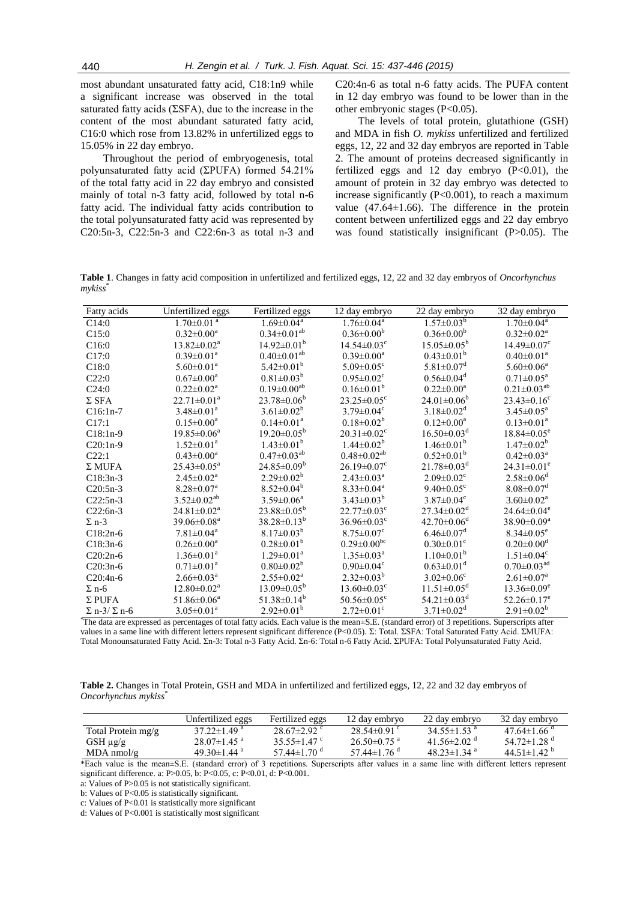most abundant unsaturated fatty acid, C18:1n9 while a significant increase was observed in the total saturated fatty acids (ΣSFA), due to the increase in the content of the most abundant saturated fatty acid, C16:0 which rose from 13.82% in unfertilized eggs to 15.05% in 22 day embryo.

Throughout the period of embryogenesis, total polyunsaturated fatty acid (ΣPUFA) formed 54.21% of the total fatty acid in 22 day embryo and consisted mainly of total n-3 fatty acid, followed by total n-6 fatty acid. The individual fatty acids contribution to the total polyunsaturated fatty acid was represented by C20:5n-3, C22:5n-3 and C22:6n-3 as total n-3 and C20:4n-6 as total n-6 fatty acids. The PUFA content in 12 day embryo was found to be lower than in the other embryonic stages ($P<0.05$).

The levels of total protein, glutathione (GSH) and MDA in fish *O. mykiss* unfertilized and fertilized eggs, 12, 22 and 32 day embryos are reported in Table 2. The amount of proteins decreased significantly in fertilized eggs and 12 day embryo ($P<0.01$), the amount of protein in 32 day embryo was detected to increase significantly ($P<0.001$), to reach a maximum value (47.64±1.66). The difference in the protein content between unfertilized eggs and 22 day embryo was found statistically insignificant ($P>0.05$). The

**Table 1**. Changes in fatty acid composition in unfertilized and fertilized eggs, 12, 22 and 32 day embryos of *Oncorhynchus mykiss*[*]

| Fatty acids | Unfertilized eggs | Fertilized eggs | 12 day embryo | 22 day embryo | 32 day embryo |
|---|---|---|---|---|---|
| C14:0 | 1.70±0.01$^{a}$ | 1.69±0.04$^{a}$ | 1.76±0.04$^{a}$ | 1.57±0.03$^{b}$ | 1.70±0.04$^{a}$ |
| C15:0 | 0.32±0.00$^{a}$ | 0.34±0.01$^{ab}$ | 0.36±0.00$^{b}$ | 0.36±0.00$^{b}$ | 0.32±0.02$^{a}$ |
| C16:0 | 13.82±0.02$^{a}$ | 14.92±0.01$^{b}$ | 14.54±0.03$^{c}$ | 15.05±0.05$^{b}$ | 14.49±0.07$^{c}$ |
| C17:0 | 0.39±0.01$^{a}$ | 0.40±0.01$^{ab}$ | 0.39±0.00$^{a}$ | 0.43±0.01$^{b}$ | 0.40±0.01$^{a}$ |
| C18:0 | 5.60±0.01$^{a}$ | 5.42±0.01$^{b}$ | 5.09±0.05$^{c}$ | 5.81±0.07$^{d}$ | 5.60±0.06$^{a}$ |
| C22:0 | 0.67±0.00$^{a}$ | 0.81±0.03$^{b}$ | 0.95±0.02$^{c}$ | 0.56±0.04$^{d}$ | 0.71±0.05$^{a}$ |
| C24:0 | 0.22±0.02$^{a}$ | 0.19±0.00$^{ab}$ | 0.16±0.01$^{b}$ | 0.22±0.00$^{a}$ | 0.21±0.03$^{ab}$ |
| Σ SFA | 22.71±0.01$^{a}$ | 23.78±0.06$^{b}$ | 23.25±0.05$^{c}$ | 24.01±0.06$^{b}$ | 23.43±0.16$^{c}$ |
| C16:1n-7 | 3.48±0.01$^{a}$ | 3.61±0.02$^{b}$ | 3.79±0.04$^{c}$ | 3.18±0.02$^{d}$ | 3.45±0.05$^{a}$ |
| C17:1 | 0.15±0.00$^{a}$ | 0.14±0.01$^{a}$ | 0.18±0.02$^{b}$ | 0.12±0.00$^{a}$ | 0.13±0.01$^{a}$ |
| C18:1n-9 | 19.85±0.06$^{a}$ | 19.20±0.05$^{b}$ | 20.31±0.02$^{c}$ | 16.50±0.03$^{d}$ | 18.84±0.05$^{e}$ |
| C20:1n-9 | 1.52±0.01$^{a}$ | 1.43±0.01$^{b}$ | 1.44±0.02$^{b}$ | 1.46±0.01$^{b}$ | 1.47±0.02$^{b}$ |
| C22:1 | 0.43±0.00$^{a}$ | 0.47±0.03$^{ab}$ | 0.48±0.02$^{ab}$ | 0.52±0.01$^{b}$ | 0.42±0.03$^{a}$ |
| Σ MUFA | 25.43±0.05$^{a}$ | 24.85±0.09$^{b}$ | 26.19±0.07$^{c}$ | 21.78±0.03$^{d}$ | 24.31±0.01$^{e}$ |
| C18:3n-3 | 2.45±0.02$^{a}$ | 2.29±0.02$^{b}$ | 2.43±0.03$^{a}$ | 2.09±0.02$^{c}$ | 2.58±0.06$^{d}$ |
| C20:5n-3 | 8.28±0.07$^{a}$ | 8.52±0.04$^{b}$ | 8.33±0.04$^{a}$ | 9.40±0.05$^{c}$ | 8.08±0.07$^{d}$ |
| C22:5n-3 | 3.52±0.02$^{ab}$ | 3.59±0.06$^{a}$ | 3.43±0.03$^{b}$ | 3.87±0.04$^{c}$ | 3.60±0.02$^{a}$ |
| C22:6n-3 | 24.81±0.02$^{a}$ | 23.88±0.05$^{b}$ | 22.77±0.03$^{c}$ | 27.34±0.02$^{d}$ | 24.64±0.04$^{e}$ |
| Σ n-3 | 39.06±0.08$^{a}$ | 38.28±0.13$^{b}$ | 36.96±0.03$^{c}$ | 42.70±0.06$^{d}$ | 38.90±0.09$^{a}$ |
| C18:2n-6 | 7.81±0.04$^{a}$ | 8.17±0.03$^{b}$ | 8.75±0.07$^{c}$ | 6.46±0.07$^{d}$ | 8.34±0.05$^{e}$ |
| C18:3n-6 | 0.26±0.00$^{a}$ | 0.28±0.01$^{b}$ | 0.29±0.00$^{bc}$ | 0.30±0.01$^{c}$ | 0.20±0.00$^{d}$ |
| C20:2n-6 | 1.36±0.01$^{a}$ | 1.29±0.01$^{a}$ | 1.35±0.03$^{a}$ | 1.10±0.01$^{b}$ | 1.51±0.04$^{c}$ |
| C20:3n-6 | 0.71±0.01$^{a}$ | 0.80±0.02$^{b}$ | 0.90±0.04$^{c}$ | 0.63±0.01$^{d}$ | 0.70±0.03$^{ad}$ |
| C20:4n-6 | 2.66±0.03$^{a}$ | 2.55±0.02$^{a}$ | 2.32±0.03$^{b}$ | 3.02±0.06$^{c}$ | 2.61±0.07$^{a}$ |
| Σ n-6 | 12.80±0.02$^{a}$ | 13.09±0.05$^{b}$ | 13.60±0.03$^{c}$ | 11.51±0.05$^{d}$ | 13.36±0.09$^{e}$ |
| Σ PUFA | 51.86±0.06$^{a}$ | 51.38±0.14$^{b}$ | 50.56±0.05$^{c}$ | 54.21±0.03$^{d}$ | 52.26±0.17$^{e}$ |
| Σ n-3/ Σ n-6 | 3.05±0.01$^{a}$ | 2.92±0.01$^{b}$ | 2.72±0.01$^{c}$ | 3.71±0.02$^{d}$ | 2.91±0.02$^{b}$ |

[*]The data are expressed as percentages of total fatty acids. Each value is the mean±S.E. (standard error) of 3 repetitions. Superscripts after values in a same line with different letters represent significant difference ($P<0.05$). Σ: Total. ΣSFA: Total Saturated Fatty Acid. ΣMUFA: Total Monounsaturated Fatty Acid. Σn-3: Total n-3 Fatty Acid. Σn-6: Total n-6 Fatty Acid. ΣPUFA: Total Polyunsaturated Fatty Acid.

**Table 2.** Changes in Total Protein, GSH and MDA in unfertilized and fertilized eggs, 12, 22 and 32 day embryos of *Oncorhynchus mykiss*[*]

| | Unfertilized eggs | Fertilized eggs | 12 day embryo | 22 day embryo | 32 day embryo |
|---|---|---|---|---|---|
| Total Protein mg/g | 37.22±1.49$^{a}$ | 28.67±2.92$^{c}$ | 28.54±0.91$^{c}$ | 34.55±1.53$^{a}$ | 47.64±1.66$^{d}$ |
| GSH µg/g | 28.07±1.45$^{a}$ | 35.55±1.47$^{c}$ | 26.50±0.75$^{a}$ | 41.56±2.02$^{d}$ | 54.72±1.28$^{d}$ |
| MDA nmol/g | 49.30±1.44$^{a}$ | 57.44±1.70$^{d}$ | 57.44±1.76$^{d}$ | 48.23±1.34$^{a}$ | 44.51±1.42$^{b}$ |

*Each value is the mean±S.E. (standard error) of 3 repetitions. Superscripts after values in a same line with different letters represent significant difference. a: $P>0.05$, b: $P<0.05$, c: $P<0.01$, d: $P<0.001$.

a: Values of $P>0.05$ is not statistically significant.

b: Values of $P<0.05$ is statistically significant.

c: Values of $P<0.01$ is statistically more significant

d: Values of $P<0.001$ is statistically most significant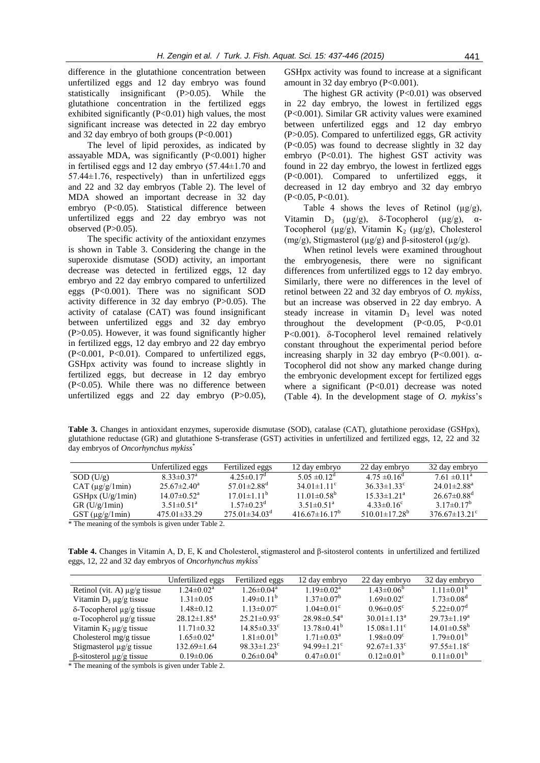difference in the glutathione concentration between unfertilized eggs and 12 day embryo was found statistically insignificant (P>0.05). While the glutathione concentration in the fertilized eggs exhibited significantly (P<0.01) high values, the most significant increase was detected in 22 day embryo and 32 day embryo of both groups (P<0.001)

The level of lipid peroxides, as indicated by assayable MDA, was significantly (P<0.001) higher in fertilised eggs and 12 day embryo (57.44±1.70 and 57.44±1.76, respectively) than in unfertilized eggs and 22 and 32 day embryos (Table 2). The level of MDA showed an important decrease in 32 day embryo (P<0.05). Statistical difference between unfertilized eggs and 22 day embryo was not observed (P>0.05).

The specific activity of the antioxidant enzymes is shown in Table 3. Considering the change in the superoxide dismutase (SOD) activity, an important decrease was detected in fertilized eggs, 12 day embryo and 22 day embryo compared to unfertilized eggs (P<0.001). There was no significant SOD activity difference in 32 day embryo (P>0.05). The activity of catalase (CAT) was found insignificant between unfertilized eggs and 32 day embryo (P>0.05). However, it was found significantly higher in fertilized eggs, 12 day embryo and 22 day embryo (P<0.001, P<0.01). Compared to unfertilized eggs, GSHpx activity was found to increase slightly in fertilized eggs, but decrease in 12 day embryo (P<0.05). While there was no difference between unfertilized eggs and 22 day embryo (P>0.05), GSHpx activity was found to increase at a significant amount in 32 day embryo (P<0.001).

The highest GR activity (P<0.01) was observed in 22 day embryo, the lowest in fertilized eggs (P<0.001). Similar GR activity values were examined between unfertilized eggs and 12 day embryo (P>0.05). Compared to unfertilized eggs, GR activity (P<0.05) was found to decrease slightly in 32 day embryo (P<0.01). The highest GST activity was found in 22 day embryo, the lowest in fertlized eggs (P<0.001). Compared to unfertilized eggs, it decreased in 12 day embryo and 32 day embryo (P<0.05, P<0.01).

Table 4 shows the leves of Retinol (μg/g), Vitamin $D_3$ (μg/g), δ-Tocopherol (μg/g), α-Tocopherol (μg/g), Vitamin $K_2$ (μg/g), Cholesterol (mg/g), Stigmasterol (μg/g) and β-sitosterol (μg/g).

When retinol levels were examined throughout the embryogenesis, there were no significant differences from unfertilized eggs to 12 day embryo. Similarly, there were no differences in the level of retinol between 22 and 32 day embryos of *O. mykiss*, but an increase was observed in 22 day embryo. A steady increase in vitamin $D_3$ level was noted throughout the development (P<0.05, P<0.01 P<0.001). δ-Tocopherol level remained relatively constant throughout the experimental period before increasing sharply in 32 day embryo (P<0.001). α-Tocopherol did not show any marked change during the embryonic development except for fertilized eggs where a significant (P<0.01) decrease was noted (Table 4). In the development stage of *O. mykiss*'s

**Table 3.** Changes in antioxidant enzymes, superoxide dismutase (SOD), catalase (CAT), glutathione peroxidase (GSHpx), glutathione reductase (GR) and glutathione S-transferase (GST) activities in unfertilized and fertilized eggs, 12, 22 and 32 day embryos of *Oncorhynchus mykiss*[*]

| | Unfertilized eggs | Fertilized eggs | 12 day embryo | 22 day embryo | 32 day embryo |
|---|---|---|---|---|---|
| SOD (U/g) | $8.33±0.37^a$ | $4.25±0.17^d$ | $5.05 ±0.12^d$ | $4.75 ±0.16^d$ | $7.61 ±0.11^a$ |
| CAT (μg/g/1min) | $25.67±2.40^a$ | $57.01±2.88^d$ | $34.01±1.11^c$ | $36.33±1.33^c$ | $24.01±2.88^a$ |
| GSHpx (U/g/1min) | $14.07±0.52^a$ | $17.01±1.11^b$ | $11.01±0.58^b$ | $15.33±1.21^a$ | $26.67±0.88^d$ |
| GR (U/g/1min) | $3.51±0.51^a$ | $1.57±0.23^d$ | $3.51±0.51^a$ | $4.33±0.16^c$ | $3.17±0.17^b$ |
| GST (μg/g/1min) | 475.01±33.29 | $275.01±34.03^d$ | $416.67±16.17^b$ | $510.01±17.28^b$ | $376.67±13.21^c$ |

\* The meaning of the symbols is given under Table 2.

**Table 4.** Changes in Vitamin A, D, E, K and Cholesterol, stigmasterol and β-sitosterol contents in unfertilized and fertilized eggs, 12, 22 and 32 day embryos of *Oncorhynchus mykiss*[*]

| | Unfertilized eggs | Fertilized eggs | 12 day embryo | 22 day embryo | 32 day embryo |
|---|---|---|---|---|---|
| Retinol (vit. A) μg/g tissue | $1.24±0.02^a$ | $1.26±0.04^a$ | $1.19±0.02^a$ | $1.43±0.06^b$ | $1.11±0.01^b$ |
| Vitamin $D_3$ μg/g tissue | 1.31±0.05 | $1.49±0.11^b$ | $1.37±0.07^b$ | $1.69±0.02^c$ | $1.73±0.08^d$ |
| δ-Tocopherol μg/g tissue | 1.48±0.12 | $1.13±0.07^c$ | $1.04±0.01^c$ | $0.96±0.05^c$ | $5.22±0.07^d$ |
| α-Tocopherol μg/g tissue | $28.12±1.85^a$ | $25.21±0.93^c$ | $28.98±0.54^a$ | $30.01±1.13^a$ | $29.73±1.19^a$ |
| Vitamin $K_2$ μg/g tissue | 11.71±0.32 | $14.85±0.33^c$ | $13.78±0.41^b$ | $15.08±1.11^c$ | $14.01±0.58^b$ |
| Cholesterol mg/g tissue | $1.65±0.02^a$ | $1.81±0.01^b$ | $1.71±0.03^a$ | $1.98±0.09^c$ | $1.79±0.01^b$ |
| Stigmasterol μg/g tissue | 132.69±1.64 | $98.33±1.23^c$ | $94.99±1.21^c$ | $92.67±1.33^c$ | $97.55±1.18^c$ |
| β-sitosterol μg/g tissue | 0.19±0.06 | $0.26±0.04^b$ | $0.47±0.01^c$ | $0.12±0.01^b$ | $0.11±0.01^b$ |

\* The meaning of the symbols is given under Table 2.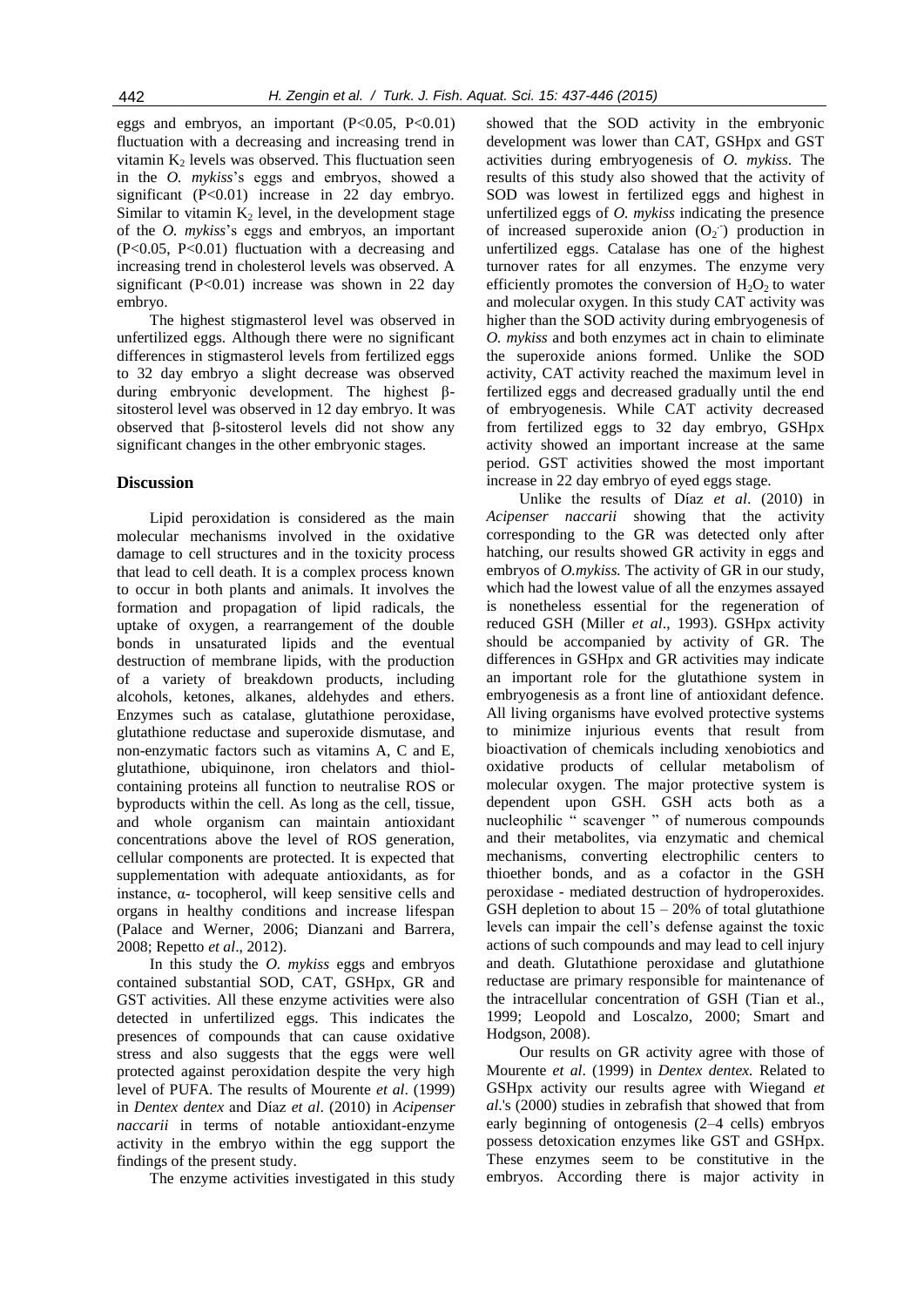eggs and embryos, an important ($P<0.05$, $P<0.01$) fluctuation with a decreasing and increasing trend in vitamin $K_2$ levels was observed. This fluctuation seen in the *O. mykiss*'s eggs and embryos, showed a significant ($P<0.01$) increase in 22 day embryo. Similar to vitamin $K_2$ level, in the development stage of the *O. mykiss*'s eggs and embryos, an important ($P<0.05$, $P<0.01$) fluctuation with a decreasing and increasing trend in cholesterol levels was observed. A significant ($P<0.01$) increase was shown in 22 day embryo.

The highest stigmasterol level was observed in unfertilized eggs. Although there were no significant differences in stigmasterol levels from fertilized eggs to 32 day embryo a slight decrease was observed during embryonic development. The highest β-sitosterol level was observed in 12 day embryo. It was observed that β-sitosterol levels did not show any significant changes in the other embryonic stages.

## Discussion

Lipid peroxidation is considered as the main molecular mechanisms involved in the oxidative damage to cell structures and in the toxicity process that lead to cell death. It is a complex process known to occur in both plants and animals. It involves the formation and propagation of lipid radicals, the uptake of oxygen, a rearrangement of the double bonds in unsaturated lipids and the eventual destruction of membrane lipids, with the production of a variety of breakdown products, including alcohols, ketones, alkanes, aldehydes and ethers. Enzymes such as catalase, glutathione peroxidase, glutathione reductase and superoxide dismutase, and non-enzymatic factors such as vitamins A, C and E, glutathione, ubiquinone, iron chelators and thiol-containing proteins all function to neutralise ROS or byproducts within the cell. As long as the cell, tissue, and whole organism can maintain antioxidant concentrations above the level of ROS generation, cellular components are protected. It is expected that supplementation with adequate antioxidants, as for instance, α- tocopherol, will keep sensitive cells and organs in healthy conditions and increase lifespan (Palace and Werner, 2006; Dianzani and Barrera, 2008; Repetto *et al*., 2012).

In this study the *O. mykiss* eggs and embryos contained substantial SOD, CAT, GSHpx, GR and GST activities. All these enzyme activities were also detected in unfertilized eggs. This indicates the presences of compounds that can cause oxidative stress and also suggests that the eggs were well protected against peroxidation despite the very high level of PUFA. The results of Mourente *et al*. (1999) in *Dentex dentex* and Díaz *et al*. (2010) in *Acipenser naccarii* in terms of notable antioxidant-enzyme activity in the embryo within the egg support the findings of the present study.

The enzyme activities investigated in this study showed that the SOD activity in the embryonic development was lower than CAT, GSHpx and GST activities during embryogenesis of *O. mykiss*. The results of this study also showed that the activity of SOD was lowest in fertilized eggs and highest in unfertilized eggs of *O. mykiss* indicating the presence of increased superoxide anion ($O_2^{\cdot-}$) production in unfertilized eggs. Catalase has one of the highest turnover rates for all enzymes. The enzyme very efficiently promotes the conversion of $H_2O_2$ to water and molecular oxygen. In this study CAT activity was higher than the SOD activity during embryogenesis of *O. mykiss* and both enzymes act in chain to eliminate the superoxide anions formed. Unlike the SOD activity, CAT activity reached the maximum level in fertilized eggs and decreased gradually until the end of embryogenesis. While CAT activity decreased from fertilized eggs to 32 day embryo, GSHpx activity showed an important increase at the same period. GST activities showed the most important increase in 22 day embryo of eyed eggs stage.

Unlike the results of Díaz *et al*. (2010) in *Acipenser naccarii* showing that the activity corresponding to the GR was detected only after hatching, our results showed GR activity in eggs and embryos of *O.mykiss.* The activity of GR in our study, which had the lowest value of all the enzymes assayed is nonetheless essential for the regeneration of reduced GSH (Miller *et al*., 1993). GSHpx activity should be accompanied by activity of GR. The differences in GSHpx and GR activities may indicate an important role for the glutathione system in embryogenesis as a front line of antioxidant defence. All living organisms have evolved protective systems to minimize injurious events that result from bioactivation of chemicals including xenobiotics and oxidative products of cellular metabolism of molecular oxygen. The major protective system is dependent upon GSH. GSH acts both as a nucleophilic " scavenger " of numerous compounds and their metabolites, via enzymatic and chemical mechanisms, converting electrophilic centers to thioether bonds, and as a cofactor in the GSH peroxidase - mediated destruction of hydroperoxides. GSH depletion to about 15 – 20% of total glutathione levels can impair the cell's defense against the toxic actions of such compounds and may lead to cell injury and death. Glutathione peroxidase and glutathione reductase are primary responsible for maintenance of the intracellular concentration of GSH (Tian et al., 1999; Leopold and Loscalzo, 2000; Smart and Hodgson, 2008).

Our results on GR activity agree with those of Mourente *et al*. (1999) in *Dentex dentex.* Related to GSHpx activity our results agree with Wiegand *et al*.'s (2000) studies in zebrafish that showed that from early beginning of ontogenesis (2–4 cells) embryos possess detoxication enzymes like GST and GSHpx. These enzymes seem to be constitutive in the embryos. According there is major activity in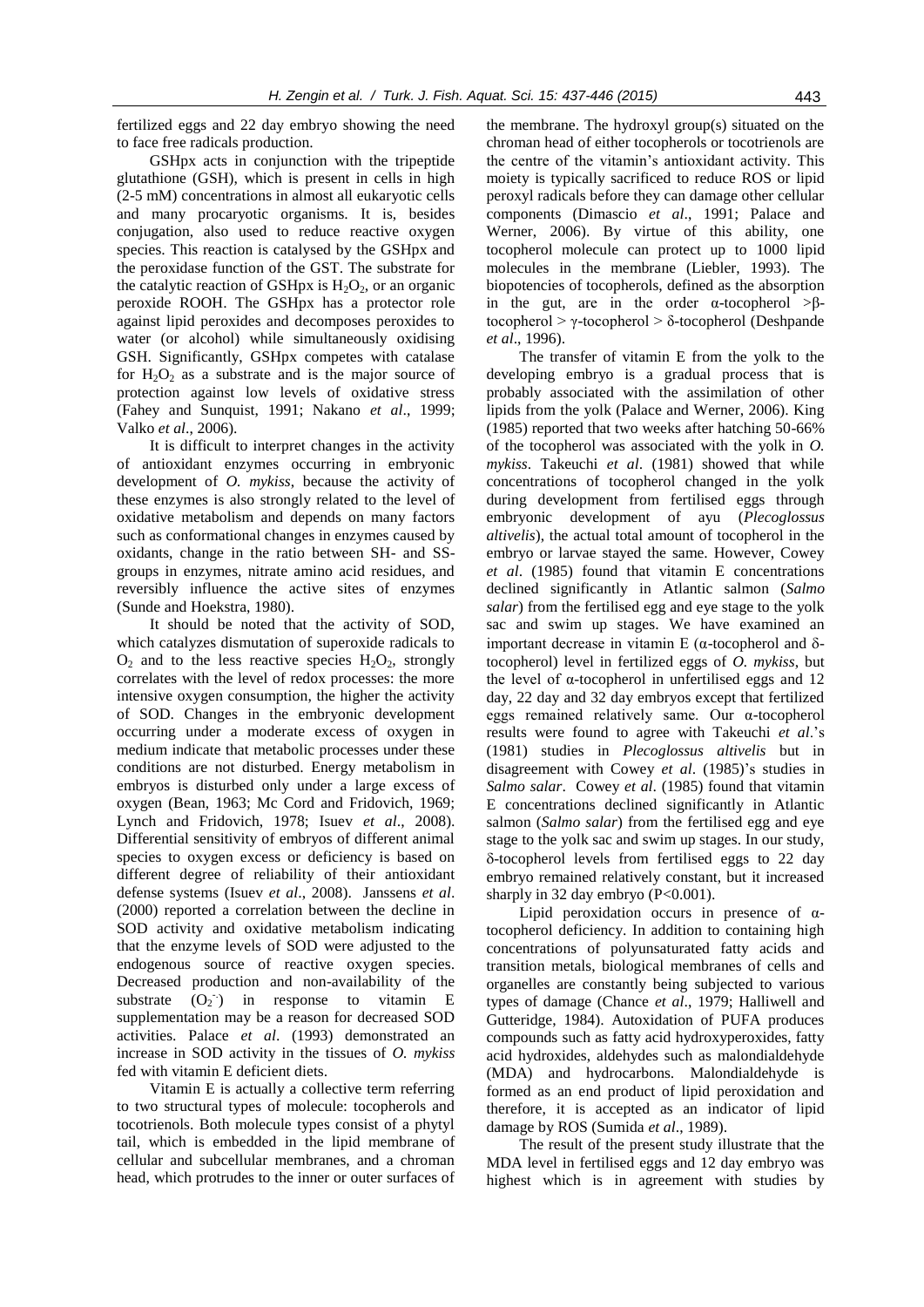fertilized eggs and 22 day embryo showing the need to face free radicals production.

GSHpx acts in conjunction with the tripeptide glutathione (GSH), which is present in cells in high (2-5 mM) concentrations in almost all eukaryotic cells and many procaryotic organisms. It is, besides conjugation, also used to reduce reactive oxygen species. This reaction is catalysed by the GSHpx and the peroxidase function of the GST. The substrate for the catalytic reaction of GSHpx is $H_2O_2$, or an organic peroxide ROOH. The GSHpx has a protector role against lipid peroxides and decomposes peroxides to water (or alcohol) while simultaneously oxidising GSH. Significantly, GSHpx competes with catalase for $H_2O_2$ as a substrate and is the major source of protection against low levels of oxidative stress (Fahey and Sunquist, 1991; Nakano *et al*., 1999; Valko *et al*., 2006).

It is difficult to interpret changes in the activity of antioxidant enzymes occurring in embryonic development of *O. mykiss*, because the activity of these enzymes is also strongly related to the level of oxidative metabolism and depends on many factors such as conformational changes in enzymes caused by oxidants, change in the ratio between SH- and SS-groups in enzymes, nitrate amino acid residues, and reversibly influence the active sites of enzymes (Sunde and Hoekstra, 1980).

It should be noted that the activity of SOD, which catalyzes dismutation of superoxide radicals to $O_2$ and to the less reactive species $H_2O_2$, strongly correlates with the level of redox processes: the more intensive oxygen consumption, the higher the activity of SOD. Changes in the embryonic development occurring under a moderate excess of oxygen in medium indicate that metabolic processes under these conditions are not disturbed. Energy metabolism in embryos is disturbed only under a large excess of oxygen (Bean, 1963; Mc Cord and Fridovich, 1969; Lynch and Fridovich, 1978; Isuev *et al*., 2008). Differential sensitivity of embryos of different animal species to oxygen excess or deficiency is based on different degree of reliability of their antioxidant defense systems (Isuev *et al*., 2008). Janssens *et al*. (2000) reported a correlation between the decline in SOD activity and oxidative metabolism indicating that the enzyme levels of SOD were adjusted to the endogenous source of reactive oxygen species. Decreased production and non-availability of the substrate ($O_2^{\cdot-}$) in response to vitamin E supplementation may be a reason for decreased SOD activities. Palace *et al*. (1993) demonstrated an increase in SOD activity in the tissues of *O. mykiss* fed with vitamin E deficient diets.

Vitamin E is actually a collective term referring to two structural types of molecule: tocopherols and tocotrienols. Both molecule types consist of a phytyl tail, which is embedded in the lipid membrane of cellular and subcellular membranes, and a chroman head, which protrudes to the inner or outer surfaces of the membrane. The hydroxyl group(s) situated on the chroman head of either tocopherols or tocotrienols are the centre of the vitamin's antioxidant activity. This moiety is typically sacrificed to reduce ROS or lipid peroxyl radicals before they can damage other cellular components (Dimascio *et al*., 1991; Palace and Werner, 2006). By virtue of this ability, one tocopherol molecule can protect up to 1000 lipid molecules in the membrane (Liebler, 1993). The biopotencies of tocopherols, defined as the absorption in the gut, are in the order α-tocopherol >β-tocopherol > γ-tocopherol > δ-tocopherol (Deshpande *et al*., 1996).

The transfer of vitamin E from the yolk to the developing embryo is a gradual process that is probably associated with the assimilation of other lipids from the yolk (Palace and Werner, 2006). King (1985) reported that two weeks after hatching 50-66% of the tocopherol was associated with the yolk in *O. mykiss*. Takeuchi *et al*. (1981) showed that while concentrations of tocopherol changed in the yolk during development from fertilised eggs through embryonic development of ayu (*Plecoglossus altivelis*), the actual total amount of tocopherol in the embryo or larvae stayed the same. However, Cowey *et al*. (1985) found that vitamin E concentrations declined significantly in Atlantic salmon (*Salmo salar*) from the fertilised egg and eye stage to the yolk sac and swim up stages. We have examined an important decrease in vitamin E (α-tocopherol and δ-tocopherol) level in fertilized eggs of *O. mykiss*, but the level of α-tocopherol in unfertilised eggs and 12 day, 22 day and 32 day embryos except that fertilized eggs remained relatively same. Our α-tocopherol results were found to agree with Takeuchi *et al*.'s (1981) studies in *Plecoglossus altivelis* but in disagreement with Cowey *et al*. (1985)'s studies in *Salmo salar*. Cowey *et al*. (1985) found that vitamin E concentrations declined significantly in Atlantic salmon (*Salmo salar*) from the fertilised egg and eye stage to the yolk sac and swim up stages. In our study, δ-tocopherol levels from fertilised eggs to 22 day embryo remained relatively constant, but it increased sharply in 32 day embryo ($P<0.001$).

Lipid peroxidation occurs in presence of α-tocopherol deficiency. In addition to containing high concentrations of polyunsaturated fatty acids and transition metals, biological membranes of cells and organelles are constantly being subjected to various types of damage (Chance *et al*., 1979; Halliwell and Gutteridge, 1984). Autoxidation of PUFA produces compounds such as fatty acid hydroxyperoxides, fatty acid hydroxides, aldehydes such as malondialdehyde (MDA) and hydrocarbons. Malondialdehyde is formed as an end product of lipid peroxidation and therefore, it is accepted as an indicator of lipid damage by ROS (Sumida *et al*., 1989).

The result of the present study illustrate that the MDA level in fertilised eggs and 12 day embryo was highest which is in agreement with studies by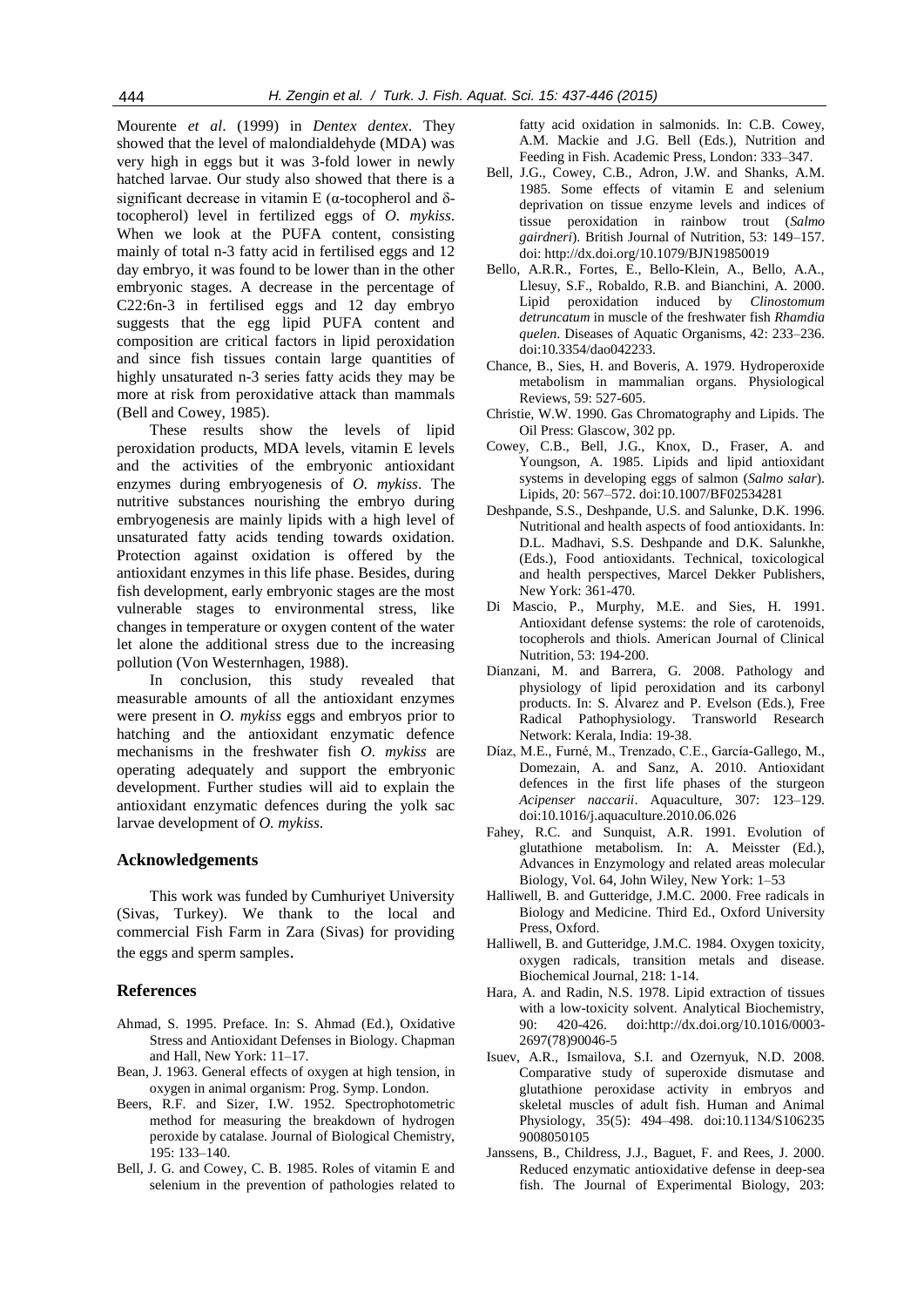Mourente *et al*. (1999) in *Dentex dentex*. They showed that the level of malondialdehyde (MDA) was very high in eggs but it was 3-fold lower in newly hatched larvae. Our study also showed that there is a significant decrease in vitamin E (α-tocopherol and δ-tocopherol) level in fertilized eggs of *O. mykiss*. When we look at the PUFA content, consisting mainly of total n-3 fatty acid in fertilised eggs and 12 day embryo, it was found to be lower than in the other embryonic stages. A decrease in the percentage of C22:6n-3 in fertilised eggs and 12 day embryo suggests that the egg lipid PUFA content and composition are critical factors in lipid peroxidation and since fish tissues contain large quantities of highly unsaturated n-3 series fatty acids they may be more at risk from peroxidative attack than mammals (Bell and Cowey, 1985).

These results show the levels of lipid peroxidation products, MDA levels, vitamin E levels and the activities of the embryonic antioxidant enzymes during embryogenesis of *O. mykiss*. The nutritive substances nourishing the embryo during embryogenesis are mainly lipids with a high level of unsaturated fatty acids tending towards oxidation. Protection against oxidation is offered by the antioxidant enzymes in this life phase. Besides, during fish development, early embryonic stages are the most vulnerable stages to environmental stress, like changes in temperature or oxygen content of the water let alone the additional stress due to the increasing pollution (Von Westernhagen, 1988).

In conclusion, this study revealed that measurable amounts of all the antioxidant enzymes were present in *O. mykiss* eggs and embryos prior to hatching and the antioxidant enzymatic defence mechanisms in the freshwater fish *O. mykiss* are operating adequately and support the embryonic development. Further studies will aid to explain the antioxidant enzymatic defences during the yolk sac larvae development of *O. mykiss*.

## Acknowledgements

This work was funded by Cumhuriyet University (Sivas, Turkey). We thank to the local and commercial Fish Farm in Zara (Sivas) for providing the eggs and sperm samples.

## References

Ahmad, S. 1995. Preface. In: S. Ahmad (Ed.), Oxidative Stress and Antioxidant Defenses in Biology. Chapman and Hall, New York: 11–17.

Bean, J. 1963. General effects of oxygen at high tension, in oxygen in animal organism: Prog. Symp. London.

Beers, R.F. and Sizer, I.W. 1952. Spectrophotometric method for measuring the breakdown of hydrogen peroxide by catalase. Journal of Biological Chemistry, 195: 133–140.

Bell, J. G. and Cowey, C. B. 1985. Roles of vitamin E and selenium in the prevention of pathologies related to fatty acid oxidation in salmonids. In: C.B. Cowey, A.M. Mackie and J.G. Bell (Eds.), Nutrition and Feeding in Fish. Academic Press, London: 333–347.

Bell, J.G., Cowey, C.B., Adron, J.W. and Shanks, A.M. 1985. Some effects of vitamin E and selenium deprivation on tissue enzyme levels and indices of tissue peroxidation in rainbow trout (*Salmo gairdneri*). British Journal of Nutrition, 53: 149–157. doi: http://dx.doi.org/10.1079/BJN19850019

Bello, A.R.R., Fortes, E., Bello-Klein, A., Bello, A.A., Llesuy, S.F., Robaldo, R.B. and Bianchini, A. 2000. Lipid peroxidation induced by *Clinostomum detruncatum* in muscle of the freshwater fish *Rhamdia quelen*. Diseases of Aquatic Organisms, 42: 233–236. doi:10.3354/dao042233.

Chance, B., Sies, H. and Boveris, A. 1979. Hydroperoxide metabolism in mammalian organs. Physiological Reviews, 59: 527-605.

Christie, W.W. 1990. Gas Chromatography and Lipids. The Oil Press: Glascow, 302 pp.

Cowey, C.B., Bell, J.G., Knox, D., Fraser, A. and Youngson, A. 1985. Lipids and lipid antioxidant systems in developing eggs of salmon (*Salmo salar*). Lipids, 20: 567–572. doi:10.1007/BF02534281

Deshpande, S.S., Deshpande, U.S. and Salunke, D.K. 1996. Nutritional and health aspects of food antioxidants. In: D.L. Madhavi, S.S. Deshpande and D.K. Salunkhe, (Eds.), Food antioxidants. Technical, toxicological and health perspectives, Marcel Dekker Publishers, New York: 361-470.

Di Mascio, P., Murphy, M.E. and Sies, H. 1991. Antioxidant defense systems: the role of carotenoids, tocopherols and thiols. American Journal of Clinical Nutrition, 53: 194-200.

Dianzani, M. and Barrera, G. 2008. Pathology and physiology of lipid peroxidation and its carbonyl products. In: S. Álvarez and P. Evelson (Eds.), Free Radical Pathophysiology. Transworld Research Network: Kerala, India: 19-38.

Díaz, M.E., Furné, M., Trenzado, C.E., García-Gallego, M., Domezain, A. and Sanz, A. 2010. Antioxidant defences in the first life phases of the sturgeon *Acipenser naccarii*. Aquaculture, 307: 123–129. doi:10.1016/j.aquaculture.2010.06.026

Fahey, R.C. and Sunquist, A.R. 1991. Evolution of glutathione metabolism. In: A. Meisster (Ed.), Advances in Enzymology and related areas molecular Biology, Vol. 64, John Wiley, New York: 1–53

Halliwell, B. and Gutteridge, J.M.C. 2000. Free radicals in Biology and Medicine. Third Ed., Oxford University Press, Oxford.

Halliwell, B. and Gutteridge, J.M.C. 1984. Oxygen toxicity, oxygen radicals, transition metals and disease. Biochemical Journal, 218: 1-14.

Hara, A. and Radin, N.S. 1978. Lipid extraction of tissues with a low-toxicity solvent. Analytical Biochemistry, 90: 420-426. doi:http://dx.doi.org/10.1016/0003-2697(78)90046-5

Isuev, A.R., Ismailova, S.I. and Ozernyuk, N.D. 2008. Comparative study of superoxide dismutase and glutathione peroxidase activity in embryos and skeletal muscles of adult fish. Human and Animal Physiology, 35(5): 494–498. doi:10.1134/S1062359008050105

Janssens, B., Childress, J.J., Baguet, F. and Rees, J. 2000. Reduced enzymatic antioxidative defense in deep-sea fish. The Journal of Experimental Biology, 203: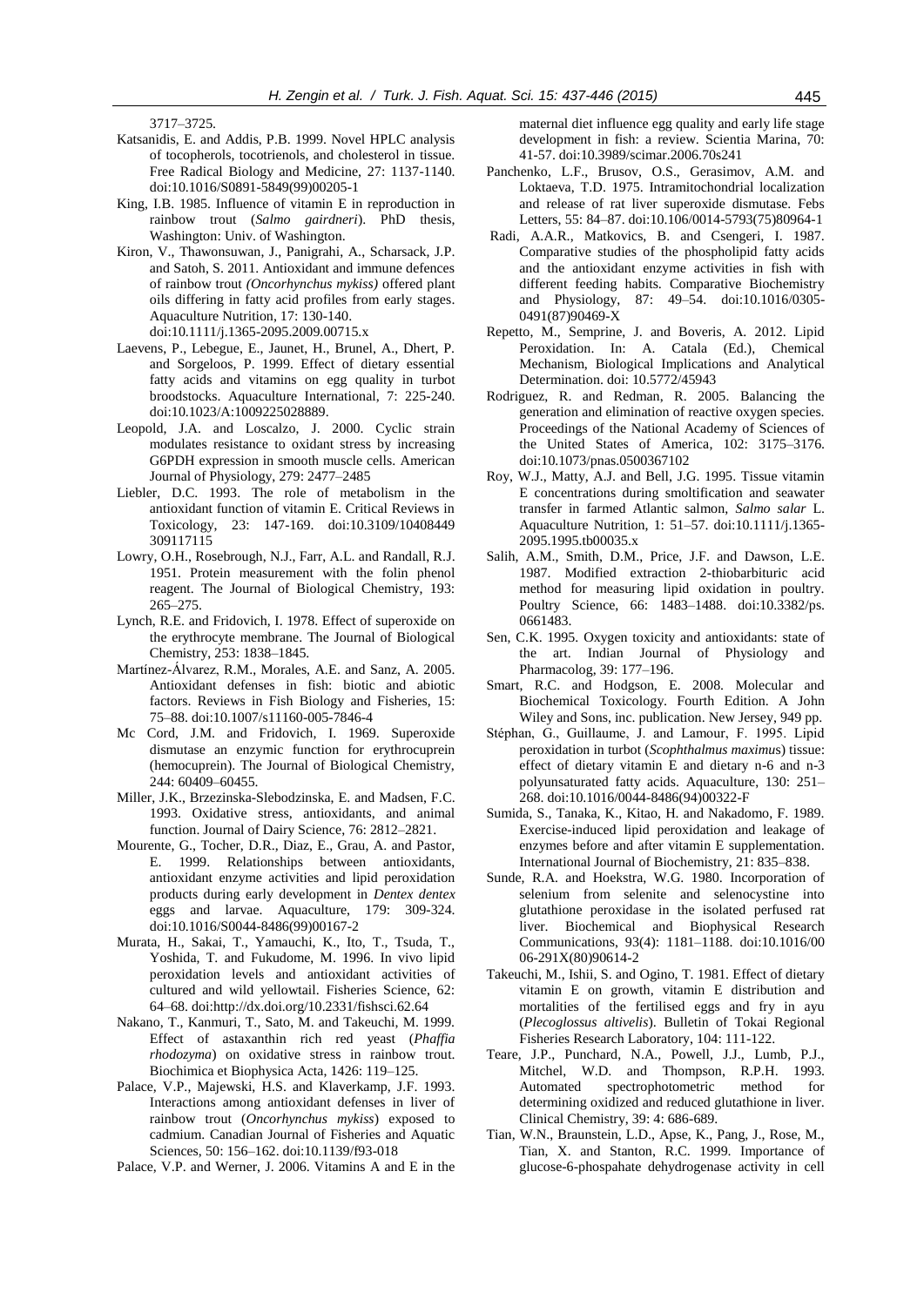3717–3725.

Katsanidis, E. and Addis, P.B. 1999. Novel HPLC analysis of tocopherols, tocotrienols, and cholesterol in tissue. Free Radical Biology and Medicine, 27: 1137-1140. doi:10.1016/S0891-5849(99)00205-1

King, I.B. 1985. Influence of vitamin E in reproduction in rainbow trout (*Salmo gairdneri*). PhD thesis, Washington: Univ. of Washington.

Kiron, V., Thawonsuwan, J., Panigrahi, A., Scharsack, J.P. and Satoh, S. 2011. Antioxidant and immune defences of rainbow trout *(Oncorhynchus mykiss)* offered plant oils differing in fatty acid profiles from early stages. Aquaculture Nutrition, 17: 130-140. doi:10.1111/j.1365-2095.2009.00715.x

Laevens, P., Lebegue, E., Jaunet, H., Brunel, A., Dhert, P. and Sorgeloos, P. 1999. Effect of dietary essential fatty acids and vitamins on egg quality in turbot broodstocks. Aquaculture International, 7: 225-240. doi:10.1023/A:1009225028889.

Leopold, J.A. and Loscalzo, J. 2000. Cyclic strain modulates resistance to oxidant stress by increasing G6PDH expression in smooth muscle cells. American Journal of Physiology, 279: 2477–2485

Liebler, D.C. 1993. The role of metabolism in the antioxidant function of vitamin E. Critical Reviews in Toxicology, 23: 147-169. doi:10.3109/10408449 309117115

Lowry, O.H., Rosebrough, N.J., Farr, A.L. and Randall, R.J. 1951. Protein measurement with the folin phenol reagent. The Journal of Biological Chemistry, 193: 265–275.

Lynch, R.E. and Fridovich, I. 1978. Effect of superoxide on the erythrocyte membrane. The Journal of Biological Chemistry, 253: 1838–1845.

Martínez-Álvarez, R.M., Morales, A.E. and Sanz, A. 2005. Antioxidant defenses in fish: biotic and abiotic factors. Reviews in Fish Biology and Fisheries, 15: 75–88. doi:10.1007/s11160-005-7846-4

Mc Cord, J.M. and Fridovich, I. 1969. Superoxide dismutase an enzymic function for erythrocuprein (hemocuprein). The Journal of Biological Chemistry, 244: 60409–60455.

Miller, J.K., Brzezinska-Slebodzinska, E. and Madsen, F.C. 1993. Oxidative stress, antioxidants, and animal function. Journal of Dairy Science, 76: 2812–2821.

Mourente, G., Tocher, D.R., Diaz, E., Grau, A. and Pastor, E. 1999. Relationships between antioxidants, antioxidant enzyme activities and lipid peroxidation products during early development in *Dentex dentex* eggs and larvae. Aquaculture, 179: 309-324. doi:10.1016/S0044-8486(99)00167-2

Murata, H., Sakai, T., Yamauchi, K., Ito, T., Tsuda, T., Yoshida, T. and Fukudome, M. 1996. In vivo lipid peroxidation levels and antioxidant activities of cultured and wild yellowtail. Fisheries Science, 62: 64–68. doi:http://dx.doi.org/10.2331/fishsci.62.64

Nakano, T., Kanmuri, T., Sato, M. and Takeuchi, M. 1999. Effect of astaxanthin rich red yeast (*Phaffia rhodozyma*) on oxidative stress in rainbow trout. Biochimica et Biophysica Acta, 1426: 119–125.

Palace, V.P., Majewski, H.S. and Klaverkamp, J.F. 1993. Interactions among antioxidant defenses in liver of rainbow trout (*Oncorhynchus mykiss*) exposed to cadmium. Canadian Journal of Fisheries and Aquatic Sciences, 50: 156–162. doi:10.1139/f93-018

Palace, V.P. and Werner, J. 2006. Vitamins A and E in the maternal diet influence egg quality and early life stage development in fish: a review. Scientia Marina, 70: 41-57. doi:10.3989/scimar.2006.70s241

Panchenko, L.F., Brusov, O.S., Gerasimov, A.M. and Loktaeva, T.D. 1975. Intramitochondrial localization and release of rat liver superoxide dismutase. Febs Letters, 55: 84–87. doi:10.106/0014-5793(75)80964-1

Radi, A.A.R., Matkovics, B. and Csengeri, I. 1987. Comparative studies of the phospholipid fatty acids and the antioxidant enzyme activities in fish with different feeding habits. Comparative Biochemistry and Physiology, 87: 49–54. doi:10.1016/0305-0491(87)90469-X

Repetto, M., Semprine, J. and Boveris, A. 2012. Lipid Peroxidation. In: A. Catala (Ed.), Chemical Mechanism, Biological Implications and Analytical Determination. doi: 10.5772/45943

Rodriguez, R. and Redman, R. 2005. Balancing the generation and elimination of reactive oxygen species. Proceedings of the National Academy of Sciences of the United States of America, 102: 3175–3176. doi:10.1073/pnas.0500367102

Roy, W.J., Matty, A.J. and Bell, J.G. 1995. Tissue vitamin E concentrations during smoltification and seawater transfer in farmed Atlantic salmon, *Salmo salar* L. Aquaculture Nutrition, 1: 51–57. doi:10.1111/j.1365-2095.1995.tb00035.x

Salih, A.M., Smith, D.M., Price, J.F. and Dawson, L.E. 1987. Modified extraction 2-thiobarbituric acid method for measuring lipid oxidation in poultry. Poultry Science, 66: 1483–1488. doi:10.3382/ps. 0661483.

Sen, C.K. 1995. Oxygen toxicity and antioxidants: state of the art. Indian Journal of Physiology and Pharmacolog, 39: 177–196.

Smart, R.C. and Hodgson, E. 2008. Molecular and Biochemical Toxicology. Fourth Edition. A John Wiley and Sons, inc. publication. New Jersey, 949 pp.

Stéphan, G., Guillaume, J. and Lamour, F. 1995. Lipid peroxidation in turbot (*Scophthalmus maximus*) tissue: effect of dietary vitamin E and dietary n-6 and n-3 polyunsaturated fatty acids. Aquaculture, 130: 251–268. doi:10.1016/0044-8486(94)00322-F

Sumida, S., Tanaka, K., Kitao, H. and Nakadomo, F. 1989. Exercise-induced lipid peroxidation and leakage of enzymes before and after vitamin E supplementation. International Journal of Biochemistry, 21: 835–838.

Sunde, R.A. and Hoekstra, W.G. 1980. Incorporation of selenium from selenite and selenocystine into glutathione peroxidase in the isolated perfused rat liver. Biochemical and Biophysical Research Communications, 93(4): 1181–1188. doi:10.1016/00 06-291X(80)90614-2

Takeuchi, M., Ishii, S. and Ogino, T. 1981. Effect of dietary vitamin E on growth, vitamin E distribution and mortalities of the fertilised eggs and fry in ayu (*Plecoglossus altivelis*). Bulletin of Tokai Regional Fisheries Research Laboratory, 104: 111-122.

Teare, J.P., Punchard, N.A., Powell, J.J., Lumb, P.J., Mitchel, W.D. and Thompson, R.P.H. 1993. Automated spectrophotometric method for determining oxidized and reduced glutathione in liver. Clinical Chemistry, 39: 4: 686-689.

Tian, W.N., Braunstein, L.D., Apse, K., Pang, J., Rose, M., Tian, X. and Stanton, R.C. 1999. Importance of glucose-6-phospahate dehydrogenase activity in cell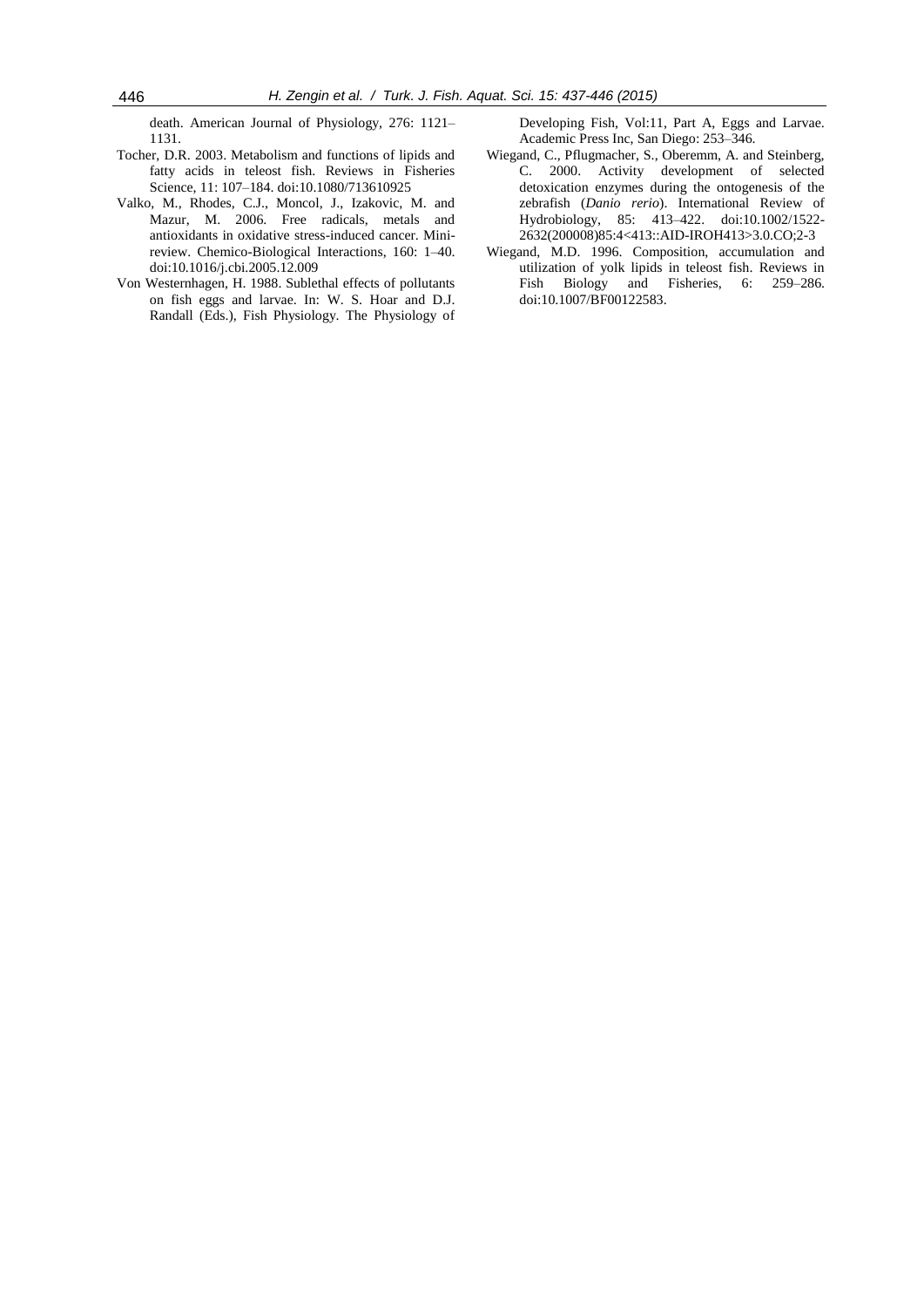death. American Journal of Physiology, 276: 1121–1131.

Tocher, D.R. 2003. Metabolism and functions of lipids and fatty acids in teleost fish. Reviews in Fisheries Science, 11: 107–184. doi:10.1080/713610925

Valko, M., Rhodes, C.J., Moncol, J., Izakovic, M. and Mazur, M. 2006. Free radicals, metals and antioxidants in oxidative stress-induced cancer. Mini-review. Chemico-Biological Interactions, 160: 1–40. doi:10.1016/j.cbi.2005.12.009

Von Westernhagen, H. 1988. Sublethal effects of pollutants on fish eggs and larvae. In: W. S. Hoar and D.J. Randall (Eds.), Fish Physiology. The Physiology of Developing Fish, Vol:11, Part A, Eggs and Larvae. Academic Press Inc, San Diego: 253–346.

Wiegand, C., Pflugmacher, S., Oberemm, A. and Steinberg, C. 2000. Activity development of selected detoxication enzymes during the ontogenesis of the zebrafish (*Danio rerio*). International Review of Hydrobiology, 85: 413–422. doi:10.1002/1522-2632(200008)85:4<413::AID-IROH413>3.0.CO;2-3

Wiegand, M.D. 1996. Composition, accumulation and utilization of yolk lipids in teleost fish. Reviews in Fish Biology and Fisheries, 6: 259–286. doi:10.1007/BF00122583.